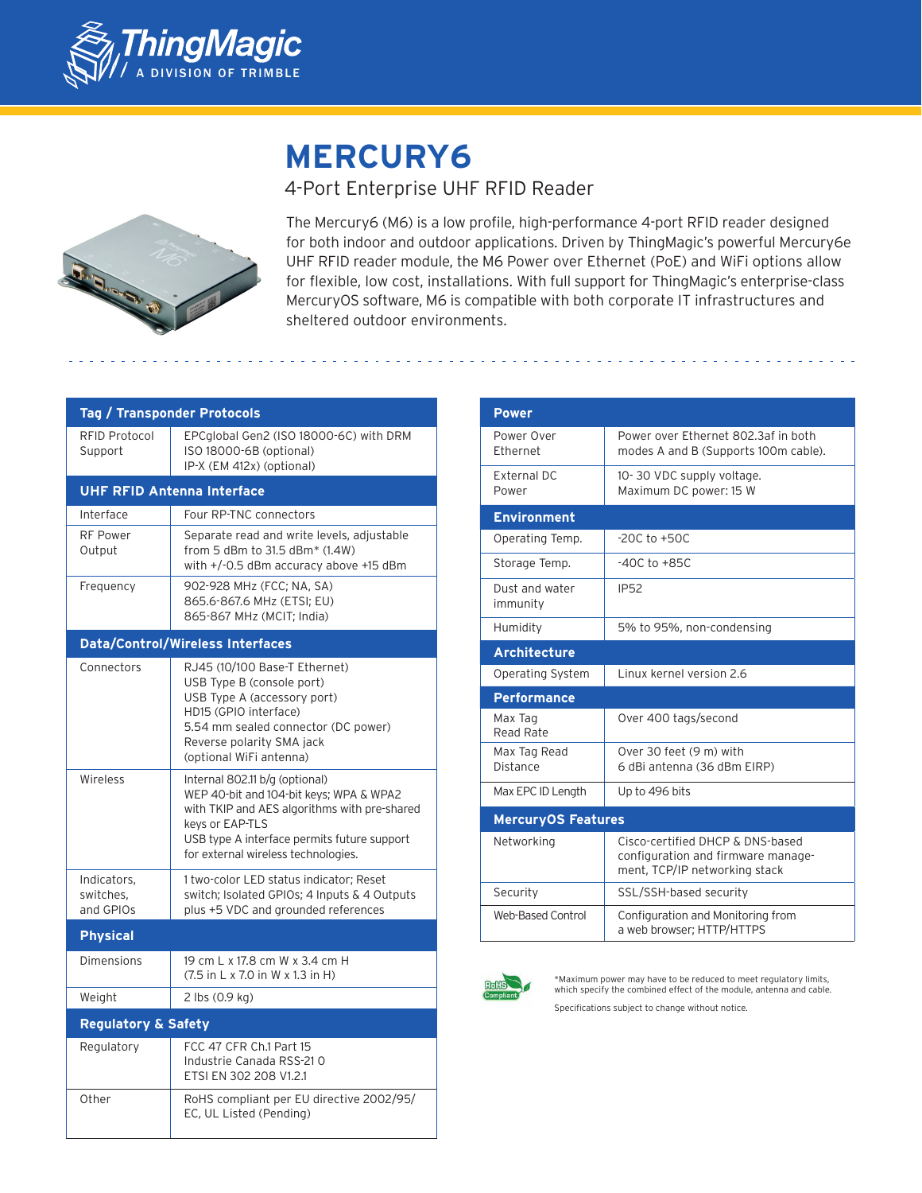ThingMagic
A DIVISION OF TRIMBLE

# MERCURY6

## 4-Port Enterprise UHF RFID Reader

The Mercury6 (M6) is a low profile, high-performance 4-port RFID reader designed for both indoor and outdoor applications. Driven by ThingMagic's powerful Mercury6e UHF RFID reader module, the M6 Power over Ethernet (PoE) and WiFi options allow for flexible, low cost, installations. With full support for ThingMagic's enterprise-class MercuryOS software, M6 is compatible with both corporate IT infrastructures and sheltered outdoor environments.

| Tag / Transponder Protocols | |
|---|---|
| RFID Protocol Support | EPCglobal Gen2 (ISO 18000-6C) with DRM<br>ISO 18000-6B (optional)<br>IP-X (EM 412x) (optional) |
| **UHF RFID Antenna Interface** | |
| Interface | Four RP-TNC connectors |
| RF Power Output | Separate read and write levels, adjustable from 5 dBm to 31.5 dBm* (1.4W)<br>with +/-0.5 dBm accuracy above +15 dBm |
| Frequency | 902-928 MHz (FCC; NA, SA)<br>865.6-867.6 MHz (ETSI; EU)<br>865-867 MHz (MCIT; India) |
| **Data/Control/Wireless Interfaces** | |
| Connectors | RJ45 (10/100 Base-T Ethernet)<br>USB Type B (console port)<br>USB Type A (accessory port)<br>HD15 (GPIO interface)<br>5.54 mm sealed connector (DC power)<br>Reverse polarity SMA jack<br>(optional WiFi antenna) |
| Wireless | Internal 802.11 b/g (optional)<br>WEP 40-bit and 104-bit keys; WPA & WPA2 with TKIP and AES algorithms with pre-shared keys or EAP-TLS<br>USB type A interface permits future support for external wireless technologies. |
| Indicators, switches, and GPIOs | 1 two-color LED status indicator; Reset switch; Isolated GPIOs; 4 Inputs & 4 Outputs plus +5 VDC and grounded references |
| **Physical** | |
| Dimensions | 19 cm L x 17.8 cm W x 3.4 cm H<br>(7.5 in L x 7.0 in W x 1.3 in H) |
| Weight | 2 lbs (0.9 kg) |
| **Regulatory & Safety** | |
| Regulatory | FCC 47 CFR Ch.1 Part 15<br>Industrie Canada RSS-21 0<br>ETSI EN 302 208 V1.2.1 |
| Other | RoHS compliant per EU directive 2002/95/EC, UL Listed (Pending) |

| Power | |
|---|---|
| Power Over Ethernet | Power over Ethernet 802.3af in both modes A and B (Supports 100m cable). |
| External DC Power | 10- 30 VDC supply voltage.<br>Maximum DC power: 15 W |
| **Environment** | |
| Operating Temp. | -20C to +50C |
| Storage Temp. | -40C to +85C |
| Dust and water immunity | IP52 |
| Humidity | 5% to 95%, non-condensing |
| **Architecture** | |
| Operating System | Linux kernel version 2.6 |
| **Performance** | |
| Max Tag Read Rate | Over 400 tags/second |
| Max Tag Read Distance | Over 30 feet (9 m) with<br>6 dBi antenna (36 dBm EIRP) |
| Max EPC ID Length | Up to 496 bits |
| **MercuryOS Features** | |
| Networking | Cisco-certified DHCP & DNS-based configuration and firmware management, TCP/IP networking stack |
| Security | SSL/SSH-based security |
| Web-Based Control | Configuration and Monitoring from a web browser; HTTP/HTTPS |

RoHS Compliant

*Maximum power may have to be reduced to meet regulatory limits, which specify the combined effect of the module, antenna and cable.

Specifications subject to change without notice.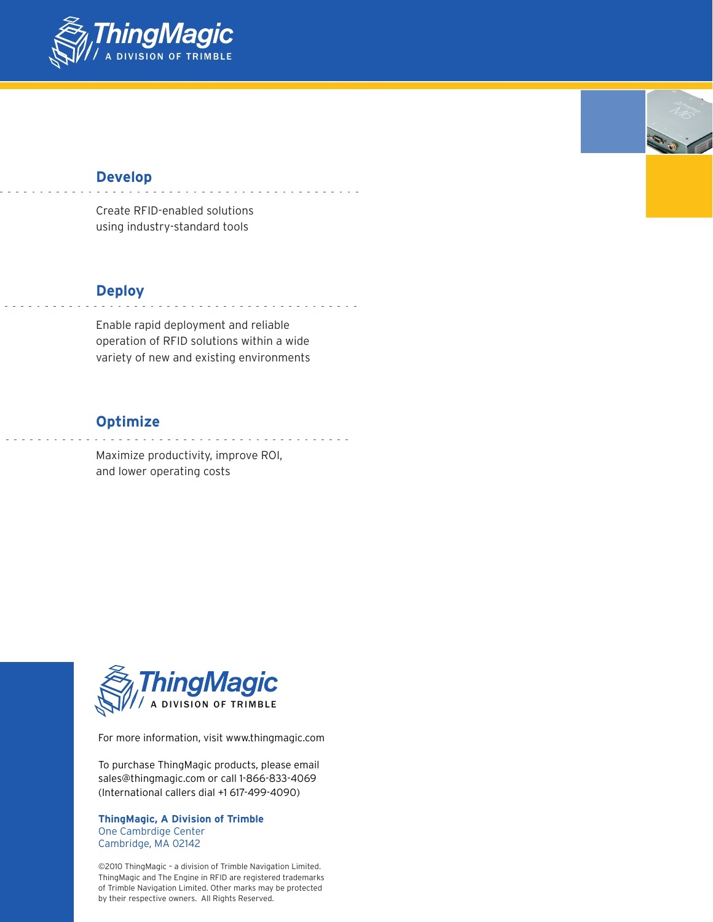ThingMagic
A DIVISION OF TRIMBLE

## Develop

Create RFID-enabled solutions using industry-standard tools

## Deploy

Enable rapid deployment and reliable operation of RFID solutions within a wide variety of new and existing environments

## Optimize

Maximize productivity, improve ROI, and lower operating costs

ThingMagic
A DIVISION OF TRIMBLE

For more information, visit www.thingmagic.com

To purchase ThingMagic products, please email sales@thingmagic.com or call 1-866-833-4069 (International callers dial +1 617-499-4090)

**ThingMagic, A Division of Trimble**
One Cambrdige Center
Cambridge, MA 02142

©2010 ThingMagic – a division of Trimble Navigation Limited. ThingMagic and The Engine in RFID are registered trademarks of Trimble Navigation Limited. Other marks may be protected by their respective owners. All Rights Reserved.